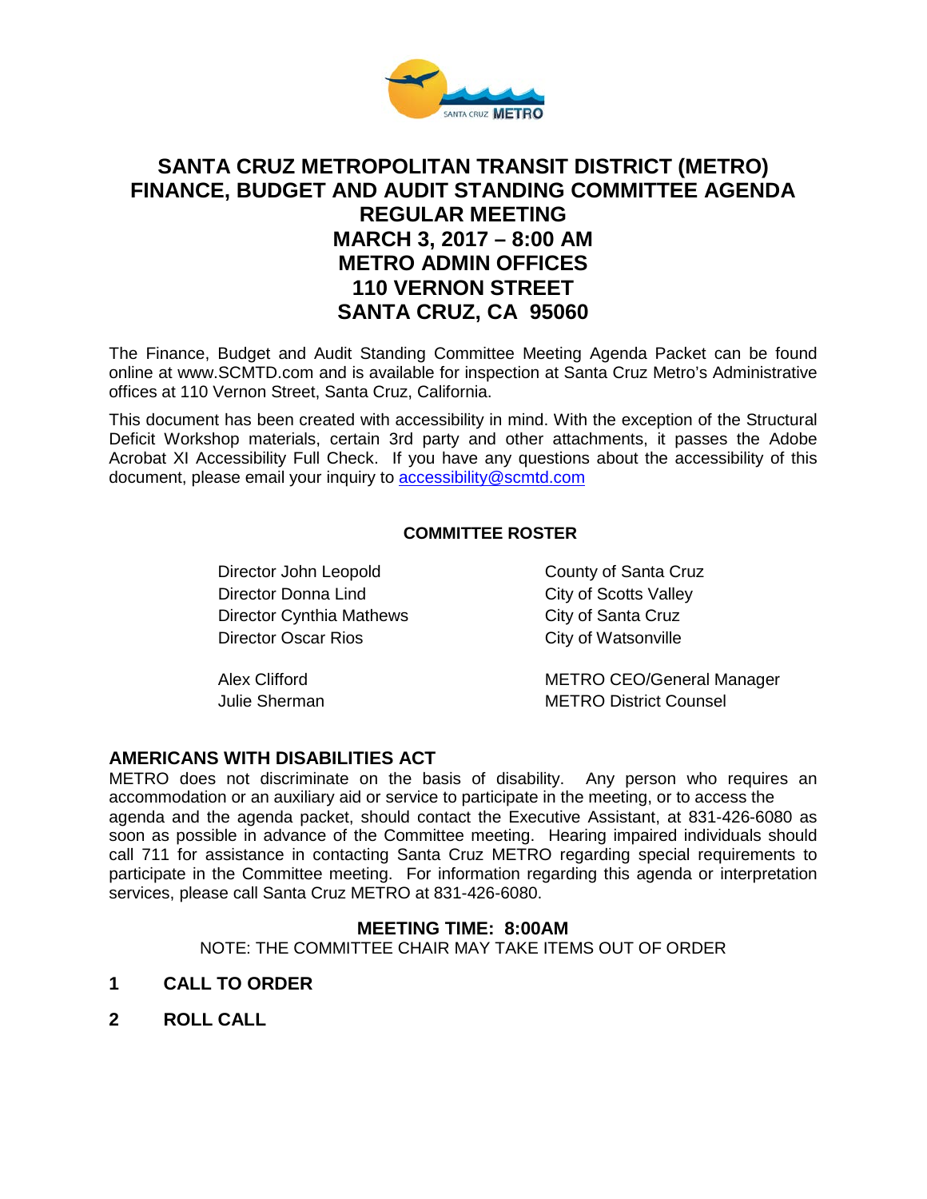# SANTA CRUZ METROPOLITAN TRANSIT DISTRICT (METRO) FINANCE, BUDGET AND AUDIT STANDING COMMITTEE AGENDA

## REGULAR MEETING
## MARCH 3, 2017 – 8:00 AM
## METRO ADMIN OFFICES
## 110 VERNON STREET
## SANTA CRUZ, CA 95060

The Finance, Budget and Audit Standing Committee Meeting Agenda Packet can be found online at www.SCMTD.com and is available for inspection at Santa Cruz Metro's Administrative offices at 110 Vernon Street, Santa Cruz, California.

This document has been created with accessibility in mind. With the exception of the Structural Deficit Workshop materials, certain 3rd party and other attachments, it passes the Adobe Acrobat XI Accessibility Full Check. If you have any questions about the accessibility of this document, please email your inquiry to accessibility@scmtd.com

**COMMITTEE ROSTER**

| | |
|---|---|
| Director John Leopold | County of Santa Cruz |
| Director Donna Lind | City of Scotts Valley |
| Director Cynthia Mathews | City of Santa Cruz |
| Director Oscar Rios | City of Watsonville |
| Alex Clifford | METRO CEO/General Manager |
| Julie Sherman | METRO District Counsel |

### AMERICANS WITH DISABILITIES ACT

METRO does not discriminate on the basis of disability. Any person who requires an accommodation or an auxiliary aid or service to participate in the meeting, or to access the agenda and the agenda packet, should contact the Executive Assistant, at 831-426-6080 as soon as possible in advance of the Committee meeting. Hearing impaired individuals should call 711 for assistance in contacting Santa Cruz METRO regarding special requirements to participate in the Committee meeting. For information regarding this agenda or interpretation services, please call Santa Cruz METRO at 831-426-6080.

**MEETING TIME: 8:00AM**

NOTE: THE COMMITTEE CHAIR MAY TAKE ITEMS OUT OF ORDER

**1 CALL TO ORDER**

**2 ROLL CALL**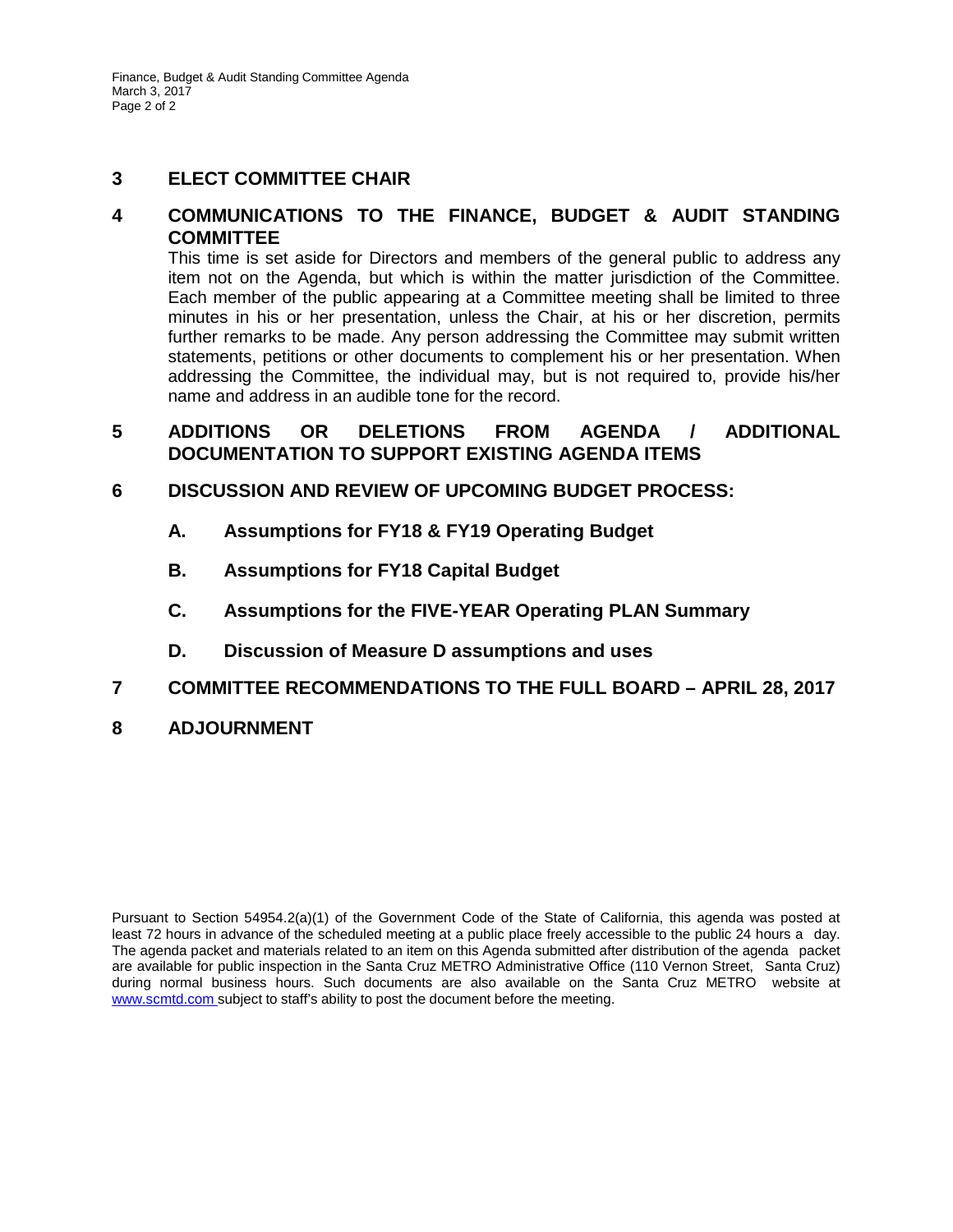## 3 ELECT COMMITTEE CHAIR

## 4 COMMUNICATIONS TO THE FINANCE, BUDGET & AUDIT STANDING COMMITTEE

This time is set aside for Directors and members of the general public to address any item not on the Agenda, but which is within the matter jurisdiction of the Committee. Each member of the public appearing at a Committee meeting shall be limited to three minutes in his or her presentation, unless the Chair, at his or her discretion, permits further remarks to be made. Any person addressing the Committee may submit written statements, petitions or other documents to complement his or her presentation. When addressing the Committee, the individual may, but is not required to, provide his/her name and address in an audible tone for the record.

## 5 ADDITIONS OR DELETIONS FROM AGENDA / ADDITIONAL DOCUMENTATION TO SUPPORT EXISTING AGENDA ITEMS

## 6 DISCUSSION AND REVIEW OF UPCOMING BUDGET PROCESS:

**A. Assumptions for FY18 & FY19 Operating Budget**

**B. Assumptions for FY18 Capital Budget**

**C. Assumptions for the FIVE-YEAR Operating PLAN Summary**

**D. Discussion of Measure D assumptions and uses**

## 7 COMMITTEE RECOMMENDATIONS TO THE FULL BOARD – APRIL 28, 2017

## 8 ADJOURNMENT

Pursuant to Section 54954.2(a)(1) of the Government Code of the State of California, this agenda was posted at least 72 hours in advance of the scheduled meeting at a public place freely accessible to the public 24 hours a day. The agenda packet and materials related to an item on this Agenda submitted after distribution of the agenda packet are available for public inspection in the Santa Cruz METRO Administrative Office (110 Vernon Street, Santa Cruz) during normal business hours. Such documents are also available on the Santa Cruz METRO website at www.scmtd.com subject to staff's ability to post the document before the meeting.